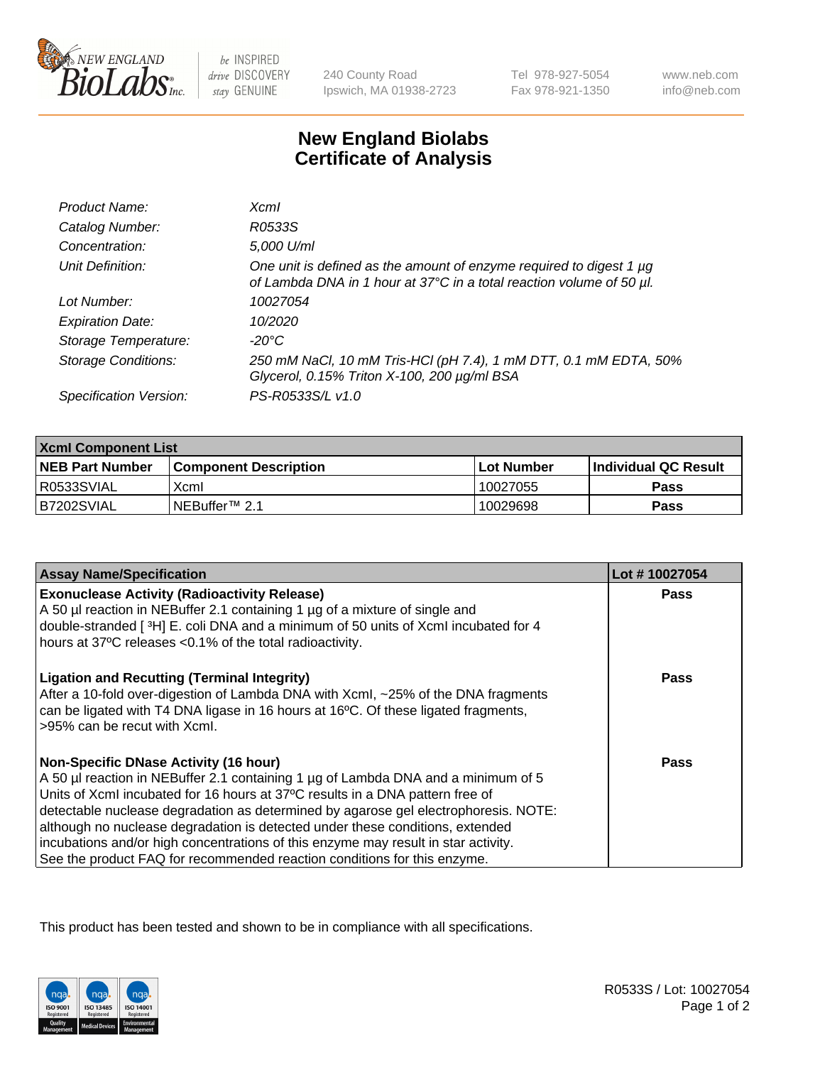# New England Biolabs Certificate of Analysis

| | |
|---|---|
| *Product Name:* | *XcmI* |
| *Catalog Number:* | *R0533S* |
| *Concentration:* | *5,000 U/ml* |
| *Unit Definition:* | *One unit is defined as the amount of enzyme required to digest 1 µg of Lambda DNA in 1 hour at 37°C in a total reaction volume of 50 µl.* |
| *Lot Number:* | *10027054* |
| *Expiration Date:* | *10/2020* |
| *Storage Temperature:* | *-20°C* |
| *Storage Conditions:* | *250 mM NaCl, 10 mM Tris-HCl (pH 7.4), 1 mM DTT, 0.1 mM EDTA, 50% Glycerol, 0.15% Triton X-100, 200 µg/ml BSA* |
| *Specification Version:* | *PS-R0533S/L v1.0* |

| XcmI Component List | | | |
|---|---|---|---|
| **NEB Part Number** | **Component Description** | **Lot Number** | **Individual QC Result** |
| R0533SVIAL | XcmI | 10027055 | **Pass** |
| B7202SVIAL | NEBuffer™ 2.1 | 10029698 | **Pass** |

| Assay Name/Specification | Lot # 10027054 |
|---|---|
| **Exonuclease Activity (Radioactivity Release)**<br>A 50 µl reaction in NEBuffer 2.1 containing 1 µg of a mixture of single and double-stranded [ $^3$H] E. coli DNA and a minimum of 50 units of XcmI incubated for 4 hours at 37ºC releases <0.1% of the total radioactivity. | **Pass** |
| **Ligation and Recutting (Terminal Integrity)**<br>After a 10-fold over-digestion of Lambda DNA with XcmI, ~25% of the DNA fragments can be ligated with T4 DNA ligase in 16 hours at 16ºC. Of these ligated fragments, >95% can be recut with XcmI. | **Pass** |
| **Non-Specific DNase Activity (16 hour)**<br>A 50 µl reaction in NEBuffer 2.1 containing 1 µg of Lambda DNA and a minimum of 5 Units of XcmI incubated for 16 hours at 37ºC results in a DNA pattern free of detectable nuclease degradation as determined by agarose gel electrophoresis. NOTE: although no nuclease degradation is detected under these conditions, extended incubations and/or high concentrations of this enzyme may result in star activity. See the product FAQ for recommended reaction conditions for this enzyme. | **Pass** |

This product has been tested and shown to be in compliance with all specifications.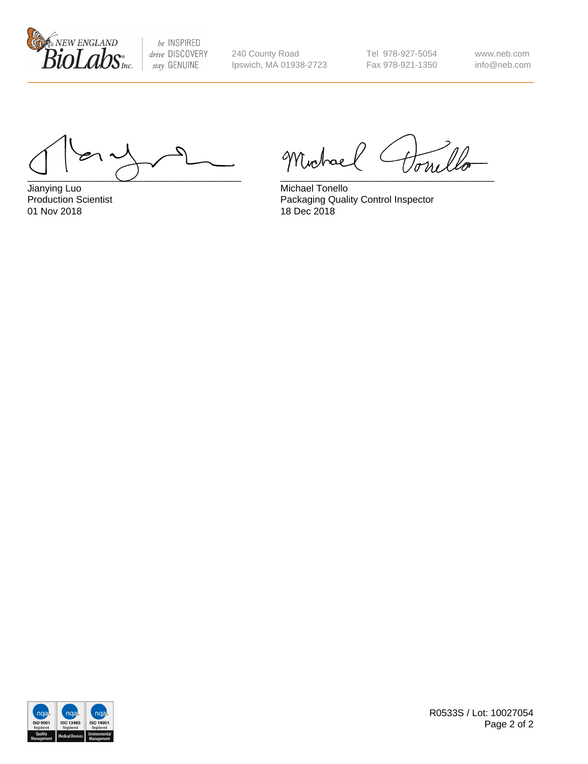NEW ENGLAND BioLabs® Inc.

be INSPIRED drive DISCOVERY stay GENUINE

240 County Road
Ipswich, MA 01938-2723

Tel 978-927-5054
Fax 978-921-1350

www.neb.com
info@neb.com

Jianying Luo
Production Scientist
01 Nov 2018

Michael Tonello
Packaging Quality Control Inspector
18 Dec 2018

R0533S / Lot: 10027054